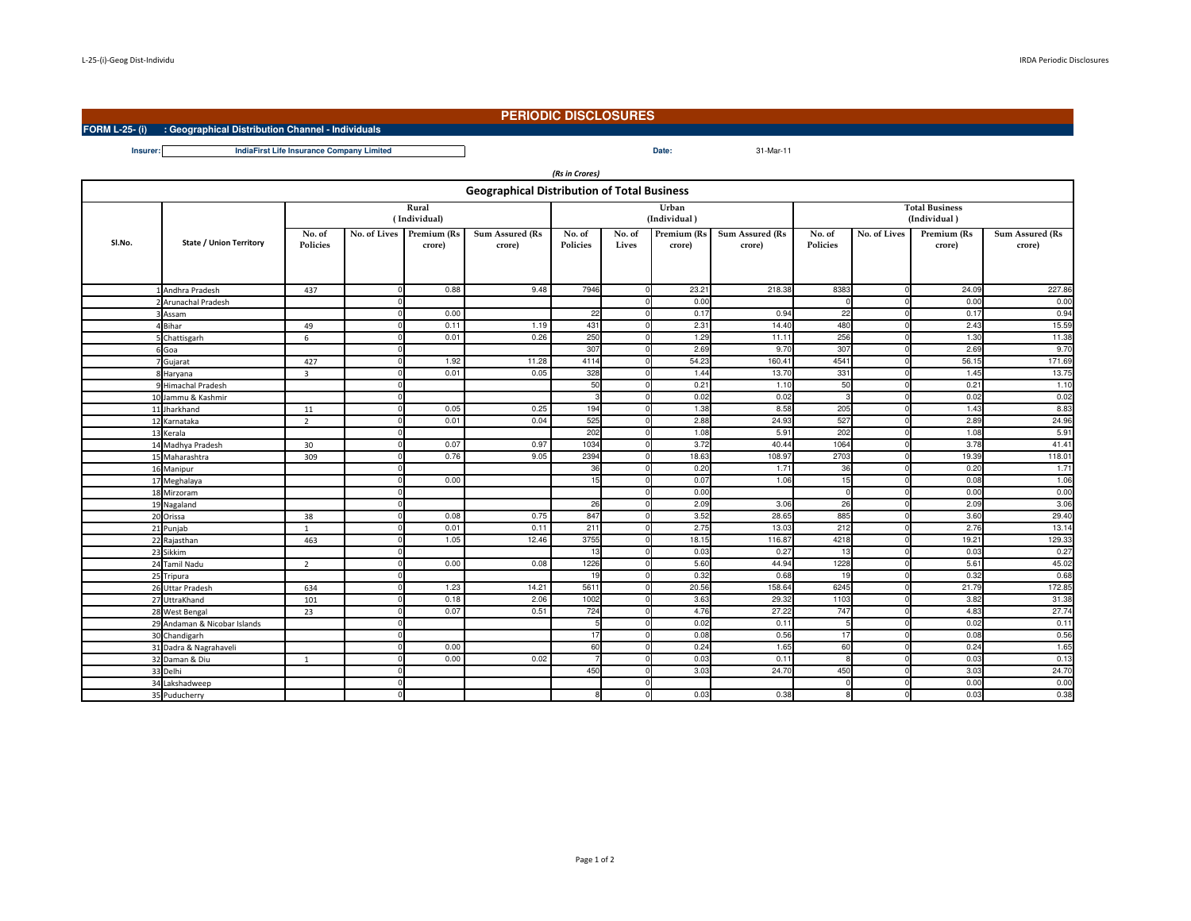# PERIODIC DISCLOSURES

**FORM L-25- (i) : Geographical Distribution Channel - Individuals**

**Insurer:** IndiaFirst Life Insurance Company Limited **Date:** 31-Mar-11

*(Rs in Crores)*

## Geographical Distribution of Total Business

| Sl.No. | State / Union Territory | Rural (Individual) | | | | Urban (Individual) | | | | Total Business (Individual) | | | |
|---|---|---|---|---|---|---|---|---|---|---|---|---|---|
| | | No. of Policies | No. of Lives | Premium (Rs crore) | Sum Assured (Rs crore) | No. of Policies | No. of Lives | Premium (Rs crore) | Sum Assured (Rs crore) | No. of Policies | No. of Lives | Premium (Rs crore) | Sum Assured (Rs crore) |
| 1 | Andhra Pradesh | 437 | 0 | 0.88 | 9.48 | 7946 | 0 | 23.21 | 218.38 | 8383 | 0 | 24.09 | 227.86 |
| 2 | Arunachal Pradesh | | 0 | | | | 0 | 0.00 | | 0 | 0 | 0.00 | 0.00 |
| 3 | Assam | | 0 | 0.00 | | 22 | 0 | 0.17 | 0.94 | 22 | 0 | 0.17 | 0.94 |
| 4 | Bihar | 49 | 0 | 0.11 | 1.19 | 431 | 0 | 2.31 | 14.40 | 480 | 0 | 2.43 | 15.59 |
| 5 | Chattisgarh | 6 | 0 | 0.01 | 0.26 | 250 | 0 | 1.29 | 11.11 | 256 | 0 | 1.30 | 11.38 |
| 6 | Goa | | 0 | | | 307 | 0 | 2.69 | 9.70 | 307 | 0 | 2.69 | 9.70 |
| 7 | Gujarat | 427 | 0 | 1.92 | 11.28 | 4114 | 0 | 54.23 | 160.41 | 4541 | 0 | 56.15 | 171.69 |
| 8 | Haryana | 3 | 0 | 0.01 | 0.05 | 328 | 0 | 1.44 | 13.70 | 331 | 0 | 1.45 | 13.75 |
| 9 | Himachal Pradesh | | 0 | | | 50 | 0 | 0.21 | 1.10 | 50 | 0 | 0.21 | 1.10 |
| 10 | Jammu & Kashmir | | 0 | | | 3 | 0 | 0.02 | 0.02 | 3 | 0 | 0.02 | 0.02 |
| 11 | Jharkhand | 11 | 0 | 0.05 | 0.25 | 194 | 0 | 1.38 | 8.58 | 205 | 0 | 1.43 | 8.83 |
| 12 | Karnataka | 2 | 0 | 0.01 | 0.04 | 525 | 0 | 2.88 | 24.93 | 527 | 0 | 2.89 | 24.96 |
| 13 | Kerala | | 0 | | | 202 | 0 | 1.08 | 5.91 | 202 | 0 | 1.08 | 5.91 |
| 14 | Madhya Pradesh | 30 | 0 | 0.07 | 0.97 | 1034 | 0 | 3.72 | 40.44 | 1064 | 0 | 3.78 | 41.41 |
| 15 | Maharashtra | 309 | 0 | 0.76 | 9.05 | 2394 | 0 | 18.63 | 108.97 | 2703 | 0 | 19.39 | 118.01 |
| 16 | Manipur | | 0 | | | 36 | 0 | 0.20 | 1.71 | 36 | 0 | 0.20 | 1.71 |
| 17 | Meghalaya | | 0 | 0.00 | | 15 | 0 | 0.07 | 1.06 | 15 | 0 | 0.08 | 1.06 |
| 18 | Mirzoram | | 0 | | | | 0 | 0.00 | | 0 | 0 | 0.00 | 0.00 |
| 19 | Nagaland | | 0 | | | 26 | 0 | 2.09 | 3.06 | 26 | 0 | 2.09 | 3.06 |
| 20 | Orissa | 38 | 0 | 0.08 | 0.75 | 847 | 0 | 3.52 | 28.65 | 885 | 0 | 3.60 | 29.40 |
| 21 | Punjab | 1 | 0 | 0.01 | 0.11 | 211 | 0 | 2.75 | 13.03 | 212 | 0 | 2.76 | 13.14 |
| 22 | Rajasthan | 463 | 0 | 1.05 | 12.46 | 3755 | 0 | 18.15 | 116.87 | 4218 | 0 | 19.21 | 129.33 |
| 23 | Sikkim | | 0 | | | 13 | 0 | 0.03 | 0.27 | 13 | 0 | 0.03 | 0.27 |
| 24 | Tamil Nadu | 2 | 0 | 0.00 | 0.08 | 1226 | 0 | 5.60 | 44.94 | 1228 | 0 | 5.61 | 45.02 |
| 25 | Tripura | | 0 | | | 19 | 0 | 0.32 | 0.68 | 19 | 0 | 0.32 | 0.68 |
| 26 | Uttar Pradesh | 634 | 0 | 1.23 | 14.21 | 5611 | 0 | 20.56 | 158.64 | 6245 | 0 | 21.79 | 172.85 |
| 27 | UttraKhand | 101 | 0 | 0.18 | 2.06 | 1002 | 0 | 3.63 | 29.32 | 1103 | 0 | 3.82 | 31.38 |
| 28 | West Bengal | 23 | 0 | 0.07 | 0.51 | 724 | 0 | 4.76 | 27.22 | 747 | 0 | 4.83 | 27.74 |
| 29 | Andaman & Nicobar Islands | | 0 | | | 5 | 0 | 0.02 | 0.11 | 5 | 0 | 0.02 | 0.11 |
| 30 | Chandigarh | | 0 | | | 17 | 0 | 0.08 | 0.56 | 17 | 0 | 0.08 | 0.56 |
| 31 | Dadra & Nagrahaveli | | 0 | 0.00 | | 60 | 0 | 0.24 | 1.65 | 60 | 0 | 0.24 | 1.65 |
| 32 | Daman & Diu | 1 | 0 | 0.00 | 0.02 | 7 | 0 | 0.03 | 0.11 | 8 | 0 | 0.03 | 0.13 |
| 33 | Delhi | | 0 | | | 450 | 0 | 3.03 | 24.70 | 450 | 0 | 3.03 | 24.70 |
| 34 | Lakshadweep | | 0 | | | | 0 | | | 0 | 0 | 0.00 | 0.00 |
| 35 | Puducherry | | 0 | | | 8 | 0 | 0.03 | 0.38 | 8 | 0 | 0.03 | 0.38 |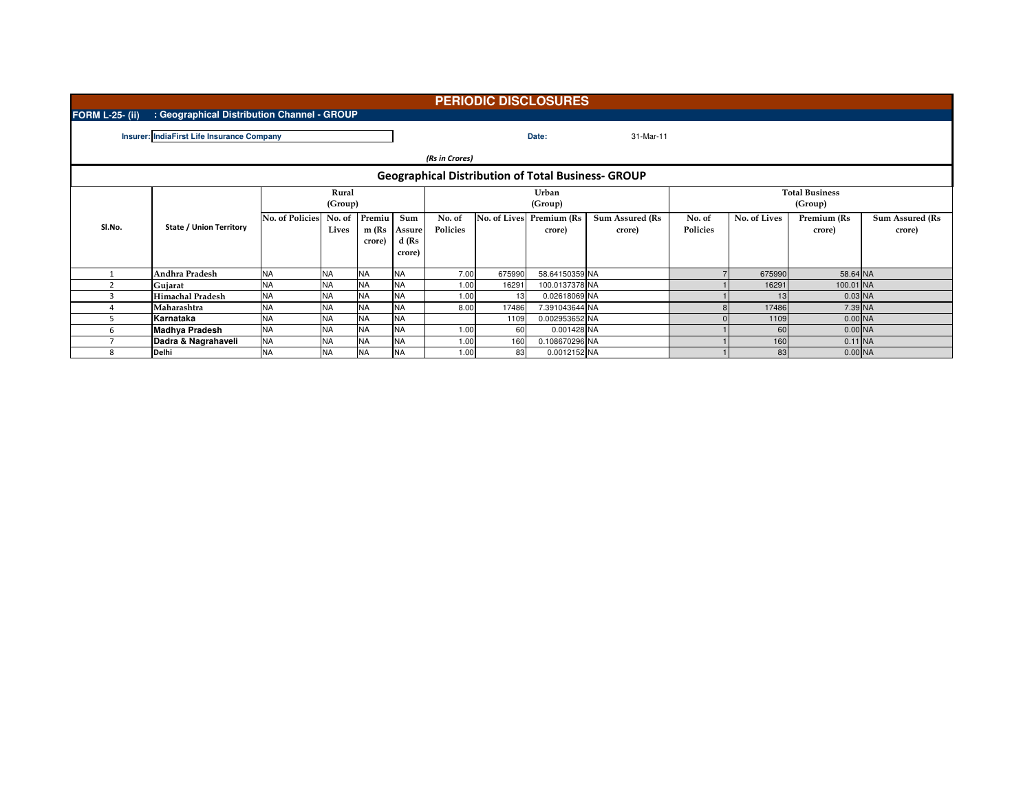# PERIODIC DISCLOSURES

**FORM L-25- (ii) : Geographical Distribution Channel - GROUP**

**Insurer:** IndiaFirst Life Insurance Company

**Date:** 31-Mar-11

*(Rs in Crores)*

## Geographical Distribution of Total Business- GROUP

| Sl.No. | State / Union Territory | Rural (Group) | | | | Urban (Group) | | | | Total Business (Group) | | | |
|---|---|---|---|---|---|---|---|---|---|---|---|---|---|
| | | No. of Policies | No. of Lives | Premium (Rs crore) | Sum Assured (Rs crore) | No. of Policies | No. of Lives | Premium (Rs crore) | Sum Assured (Rs crore) | No. of Policies | No. of Lives | Premium (Rs crore) | Sum Assured (Rs crore) |
| 1 | Andhra Pradesh | NA | NA | NA | NA | 7.00 | 675990 | 58.64150359 | NA | 7 | 675990 | 58.64 | NA |
| 2 | Gujarat | NA | NA | NA | NA | 1.00 | 16291 | 100.0137378 | NA | 1 | 16291 | 100.01 | NA |
| 3 | Himachal Pradesh | NA | NA | NA | NA | 1.00 | 13 | 0.02618069 | NA | 1 | 13 | 0.03 | NA |
| 4 | Maharashtra | NA | NA | NA | NA | 8.00 | 17486 | 7.391043644 | NA | 8 | 17486 | 7.39 | NA |
| 5 | Karnataka | NA | NA | NA | NA | | 1109 | 0.002953652 | NA | 0 | 1109 | 0.00 | NA |
| 6 | Madhya Pradesh | NA | NA | NA | NA | 1.00 | 60 | 0.001428 | NA | 1 | 60 | 0.00 | NA |
| 7 | Dadra & Nagrahaveli | NA | NA | NA | NA | 1.00 | 160 | 0.108670296 | NA | 1 | 160 | 0.11 | NA |
| 8 | Delhi | NA | NA | NA | NA | 1.00 | 83 | 0.0012152 | NA | 1 | 83 | 0.00 | NA |